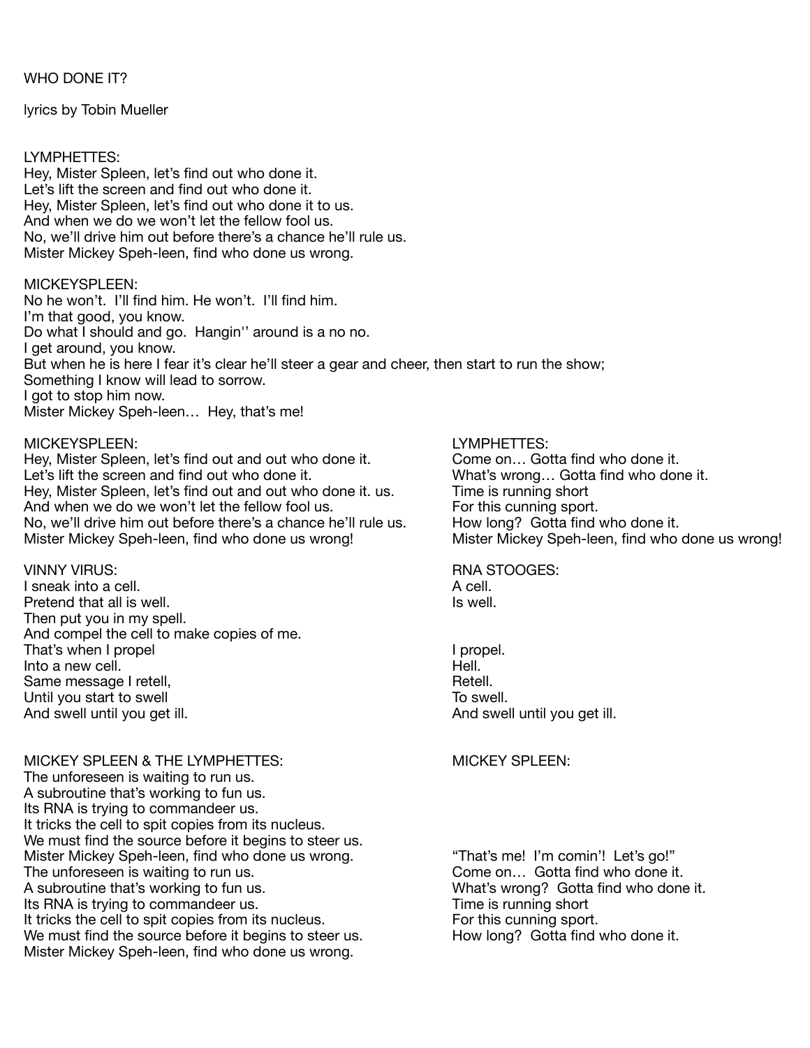WHO DONE IT?

lyrics by Tobin Mueller

LYMPHETTES:
Hey, Mister Spleen, let's find out who done it.
Let's lift the screen and find out who done it.
Hey, Mister Spleen, let's find out who done it to us.
And when we do we won't let the fellow fool us.
No, we'll drive him out before there's a chance he'll rule us.
Mister Mickey Speh-leen, find who done us wrong.

MICKEYSPLEEN:
No he won't. I'll find him. He won't. I'll find him.
I'm that good, you know.
Do what I should and go. Hangin'' around is a no no.
I get around, you know.
But when he is here I fear it's clear he'll steer a gear and cheer, then start to run the show;
Something I know will lead to sorrow.
I got to stop him now.
Mister Mickey Speh-leen… Hey, that's me!

MICKEYSPLEEN:
Hey, Mister Spleen, let's find out and out who done it.
Let's lift the screen and find out who done it.
Hey, Mister Spleen, let's find out and out who done it. us.
And when we do we won't let the fellow fool us.
No, we'll drive him out before there's a chance he'll rule us.
Mister Mickey Speh-leen, find who done us wrong!

LYMPHETTES:
Come on… Gotta find who done it.
What's wrong… Gotta find who done it.
Time is running short
For this cunning sport.
How long? Gotta find who done it.
Mister Mickey Speh-leen, find who done us wrong!

VINNY VIRUS:
I sneak into a cell.
Pretend that all is well.
Then put you in my spell.
And compel the cell to make copies of me.
That's when I propel
Into a new cell.
Same message I retell,
Until you start to swell
And swell until you get ill.

RNA STOOGES:
A cell.
Is well.

I propel.
Hell.
Retell.
To swell.
And swell until you get ill.

MICKEY SPLEEN & THE LYMPHETTES:
The unforeseen is waiting to run us.
A subroutine that's working to fun us.
Its RNA is trying to commandeer us.
It tricks the cell to spit copies from its nucleus.
We must find the source before it begins to steer us.
Mister Mickey Speh-leen, find who done us wrong.
The unforeseen is waiting to run us.
A subroutine that's working to fun us.
Its RNA is trying to commandeer us.
It tricks the cell to spit copies from its nucleus.
We must find the source before it begins to steer us.
Mister Mickey Speh-leen, find who done us wrong.

MICKEY SPLEEN:
"That's me! I'm comin'! Let's go!"
Come on… Gotta find who done it.
What's wrong? Gotta find who done it.
Time is running short
For this cunning sport.
How long? Gotta find who done it.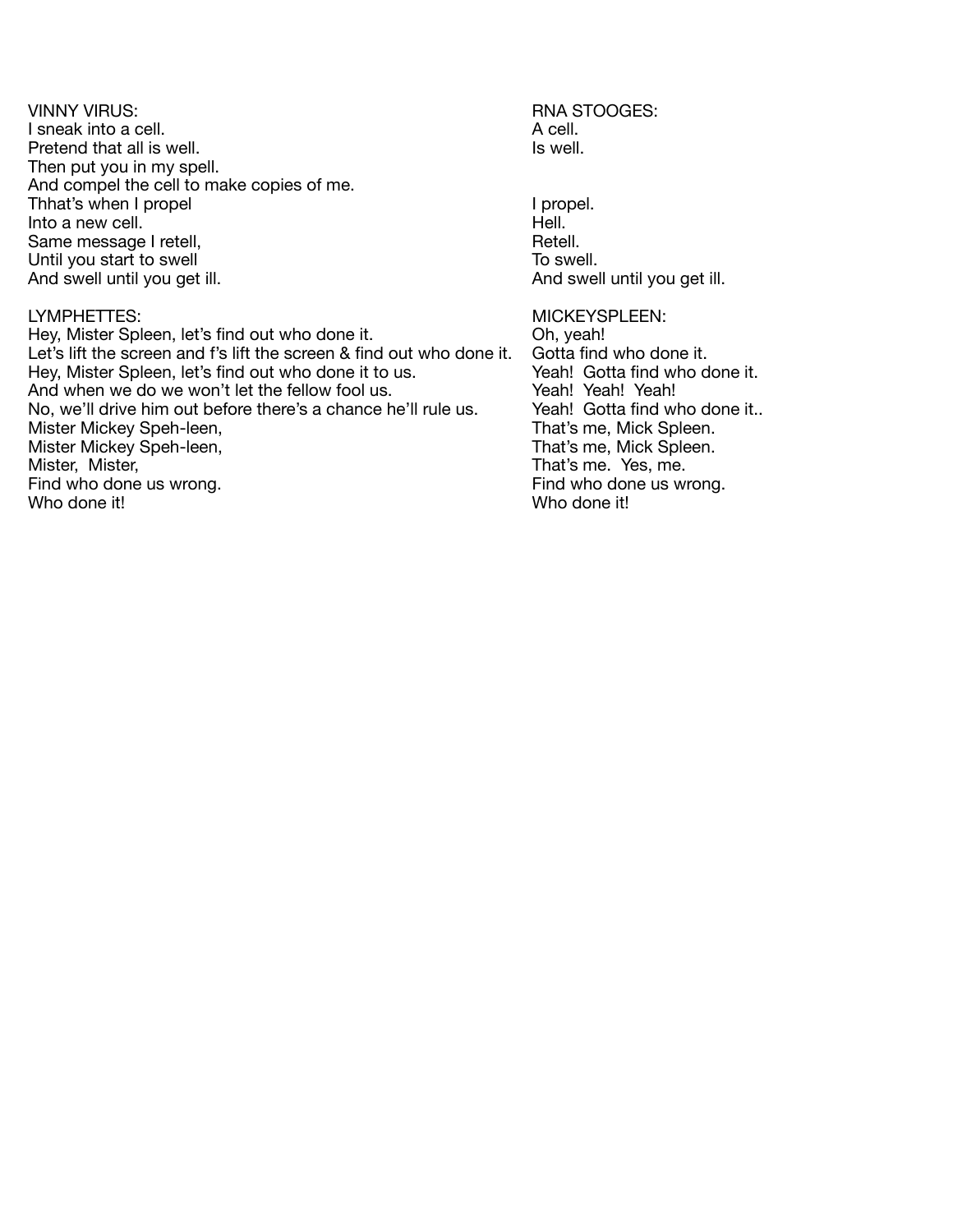VINNY VIRUS:
I sneak into a cell.
Pretend that all is well.
Then put you in my spell.
And compel the cell to make copies of me.
Thhat's when I propel
Into a new cell.
Same message I retell,
Until you start to swell
And swell until you get ill.

RNA STOOGES:
A cell.
Is well.

I propel.
Hell.
Retell.
To swell.
And swell until you get ill.

LYMPHETTES:
Hey, Mister Spleen, let's find out who done it.
Let's lift the screen and f's lift the screen & find out who done it.
Hey, Mister Spleen, let's find out who done it to us.
And when we do we won't let the fellow fool us.
No, we'll drive him out before there's a chance he'll rule us.
Mister Mickey Speh-leen,
Mister Mickey Speh-leen,
Mister, Mister,
Find who done us wrong.
Who done it!

MICKEYSPLEEN:
Oh, yeah!
Gotta find who done it.
Yeah! Gotta find who done it.
Yeah! Yeah! Yeah!
Yeah! Gotta find who done it..
That's me, Mick Spleen.
That's me, Mick Spleen.
That's me. Yes, me.
Find who done us wrong.
Who done it!